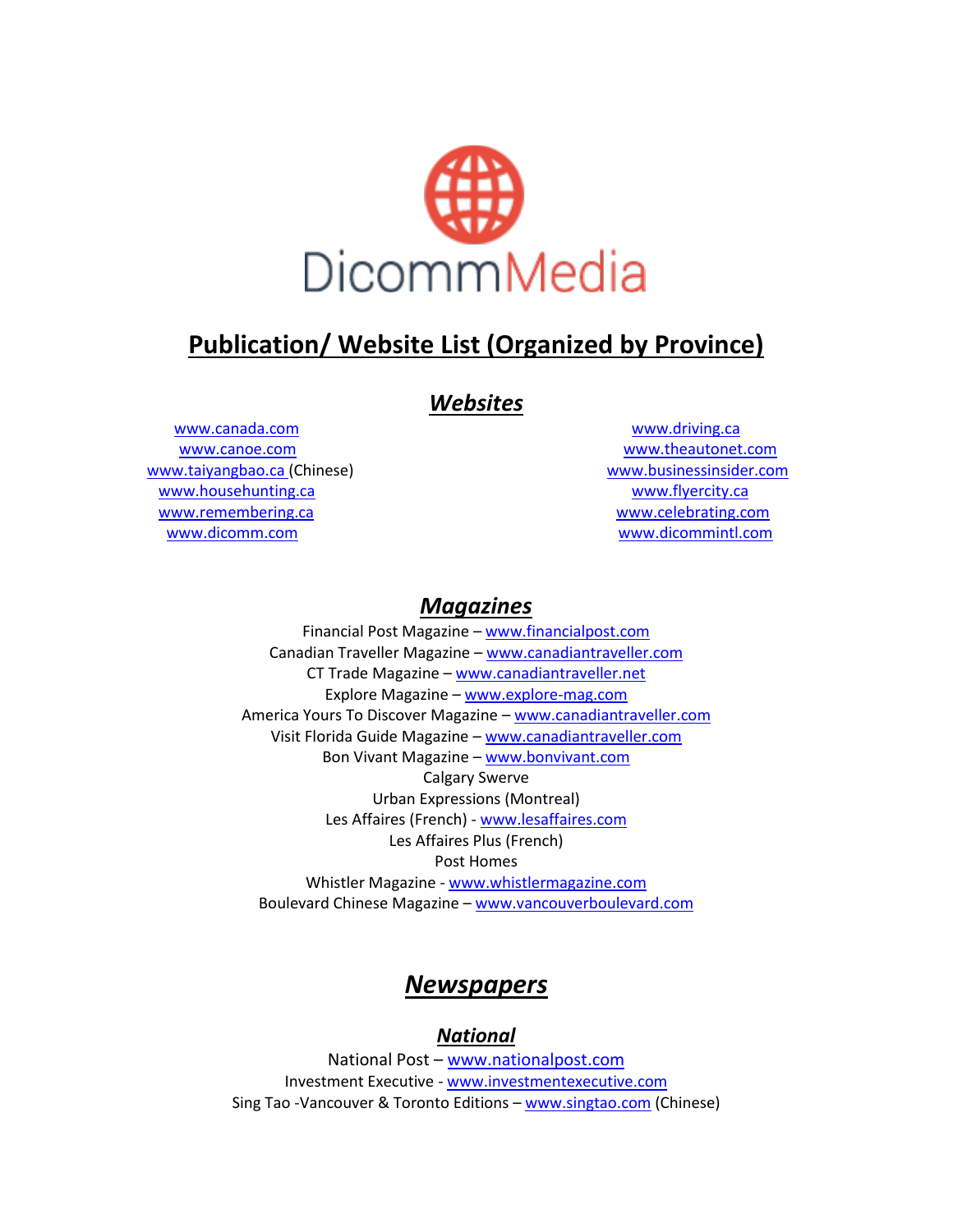DicommMedia

# Publication/ Website List (Organized by Province)

## *Websites*

www.canada.com
www.canoe.com
www.taiyangbao.ca (Chinese)
www.househunting.ca
www.remembering.ca
www.dicomm.com
www.driving.ca
www.theautonet.com
www.businessinsider.com
www.flyercity.ca
www.celebrating.com
www.dicommintl.com

## *Magazines*

Financial Post Magazine – www.financialpost.com
Canadian Traveller Magazine – www.canadiantraveller.com
CT Trade Magazine – www.canadiantraveller.net
Explore Magazine – www.explore-mag.com
America Yours To Discover Magazine – www.canadiantraveller.com
Visit Florida Guide Magazine – www.canadiantraveller.com
Bon Vivant Magazine – www.bonvivant.com
Calgary Swerve
Urban Expressions (Montreal)
Les Affaires (French) - www.lesaffaires.com
Les Affaires Plus (French)
Post Homes
Whistler Magazine - www.whistlermagazine.com
Boulevard Chinese Magazine – www.vancouverboulevard.com

## *Newspapers*

### *National*

National Post – www.nationalpost.com
Investment Executive - www.investmentexecutive.com
Sing Tao -Vancouver & Toronto Editions – www.singtao.com (Chinese)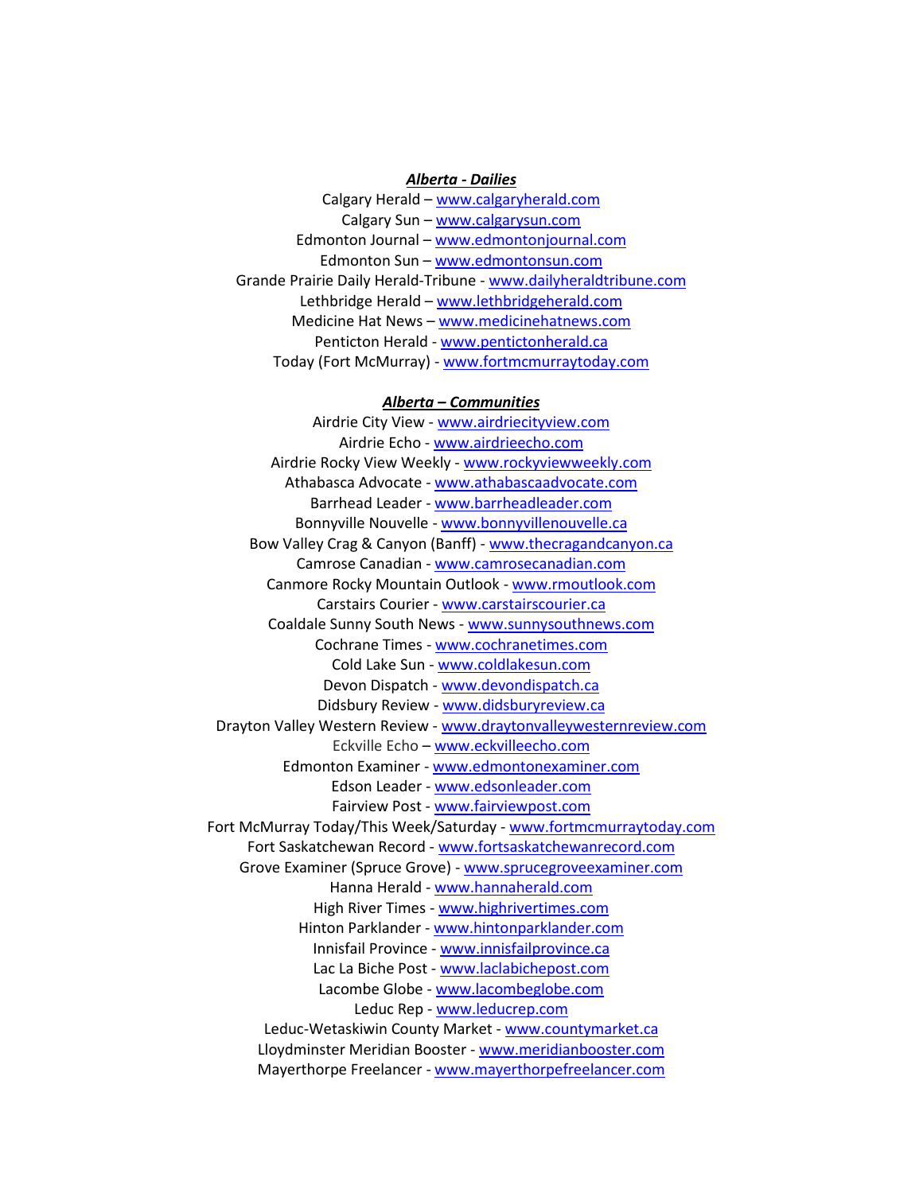***Alberta - Dailies***

Calgary Herald – www.calgaryherald.com
Calgary Sun – www.calgarysun.com
Edmonton Journal – www.edmontonjournal.com
Edmonton Sun – www.edmontonsun.com
Grande Prairie Daily Herald-Tribune - www.dailyheraldtribune.com
Lethbridge Herald – www.lethbridgeherald.com
Medicine Hat News – www.medicinehatnews.com
Penticton Herald - www.pentictonherald.ca
Today (Fort McMurray) - www.fortmcmurraytoday.com

***Alberta – Communities***

Airdrie City View - www.airdriecityview.com
Airdrie Echo - www.airdrieecho.com
Airdrie Rocky View Weekly - www.rockyviewweekly.com
Athabasca Advocate - www.athabascaadvocate.com
Barrhead Leader - www.barrheadleader.com
Bonnyville Nouvelle - www.bonnyvillenouvelle.ca
Bow Valley Crag & Canyon (Banff) - www.thecragandcanyon.ca
Camrose Canadian - www.camrosecanadian.com
Canmore Rocky Mountain Outlook - www.rmoutlook.com
Carstairs Courier - www.carstairscourier.ca
Coaldale Sunny South News - www.sunnysouthnews.com
Cochrane Times - www.cochranetimes.com
Cold Lake Sun - www.coldlakesun.com
Devon Dispatch - www.devondispatch.ca
Didsbury Review - www.didsburyreview.ca
Drayton Valley Western Review - www.draytonvalleywesternreview.com
Eckville Echo – www.eckvilleecho.com
Edmonton Examiner - www.edmontonexaminer.com
Edson Leader - www.edsonleader.com
Fairview Post - www.fairviewpost.com
Fort McMurray Today/This Week/Saturday - www.fortmcmurraytoday.com
Fort Saskatchewan Record - www.fortsaskatchewanrecord.com
Grove Examiner (Spruce Grove) - www.sprucegroveexaminer.com
Hanna Herald - www.hannaherald.com
High River Times - www.highrivertimes.com
Hinton Parklander - www.hintonparklander.com
Innisfail Province - www.innisfailprovince.ca
Lac La Biche Post - www.laclabichepost.com
Lacombe Globe - www.lacombeglobe.com
Leduc Rep - www.leducrep.com
Leduc-Wetaskiwin County Market - www.countymarket.ca
Lloydminster Meridian Booster - www.meridianbooster.com
Mayerthorpe Freelancer - www.mayerthorpefreelancer.com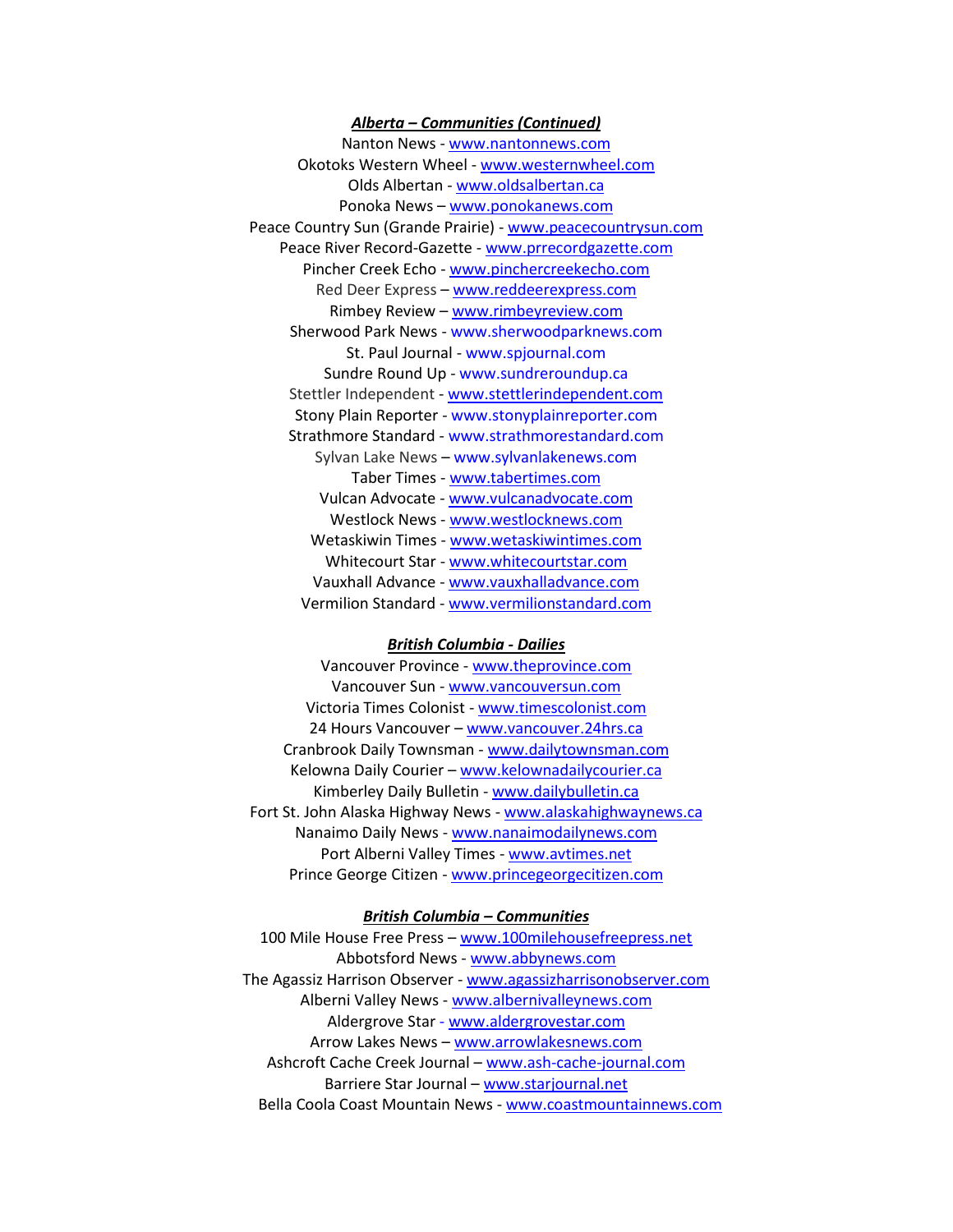### ***Alberta – Communities (Continued)***

Nanton News - www.nantonnews.com
Okotoks Western Wheel - www.westernwheel.com
Olds Albertan - www.oldsalbertan.ca
Ponoka News – www.ponokanews.com
Peace Country Sun (Grande Prairie) - www.peacecountrysun.com
Peace River Record-Gazette - www.prrecordgazette.com
Pincher Creek Echo - www.pinchercreekecho.com
Red Deer Express – www.reddeerexpress.com
Rimbey Review – www.rimbeyreview.com
Sherwood Park News - www.sherwoodparknews.com
St. Paul Journal - www.spjournal.com
Sundre Round Up - www.sundreroundup.ca
Stettler Independent - www.stettlerindependent.com
Stony Plain Reporter - www.stonyplainreporter.com
Strathmore Standard - www.strathmorestandard.com
Sylvan Lake News – www.sylvanlakenews.com
Taber Times - www.tabertimes.com
Vulcan Advocate - www.vulcanadvocate.com
Westlock News - www.westlocknews.com
Wetaskiwin Times - www.wetaskiwintimes.com
Whitecourt Star - www.whitecourtstar.com
Vauxhall Advance - www.vauxhalladvance.com
Vermilion Standard - www.vermilionstandard.com

### ***British Columbia - Dailies***

Vancouver Province - www.theprovince.com
Vancouver Sun - www.vancouversun.com
Victoria Times Colonist - www.timescolonist.com
24 Hours Vancouver – www.vancouver.24hrs.ca
Cranbrook Daily Townsman - www.dailytownsman.com
Kelowna Daily Courier – www.kelownadailycourier.ca
Kimberley Daily Bulletin - www.dailybulletin.ca
Fort St. John Alaska Highway News - www.alaskahighwaynews.ca
Nanaimo Daily News - www.nanaimodailynews.com
Port Alberni Valley Times - www.avtimes.net
Prince George Citizen - www.princegeorgecitizen.com

### ***British Columbia – Communities***

100 Mile House Free Press – www.100milehousefreepress.net
Abbotsford News - www.abbynews.com
The Agassiz Harrison Observer - www.agassizharrisonobserver.com
Alberni Valley News - www.albernivalleynews.com
Aldergrove Star - www.aldergrovestar.com
Arrow Lakes News – www.arrowlakesnews.com
Ashcroft Cache Creek Journal – www.ash-cache-journal.com
Barriere Star Journal – www.starjournal.net
Bella Coola Coast Mountain News - www.coastmountainnews.com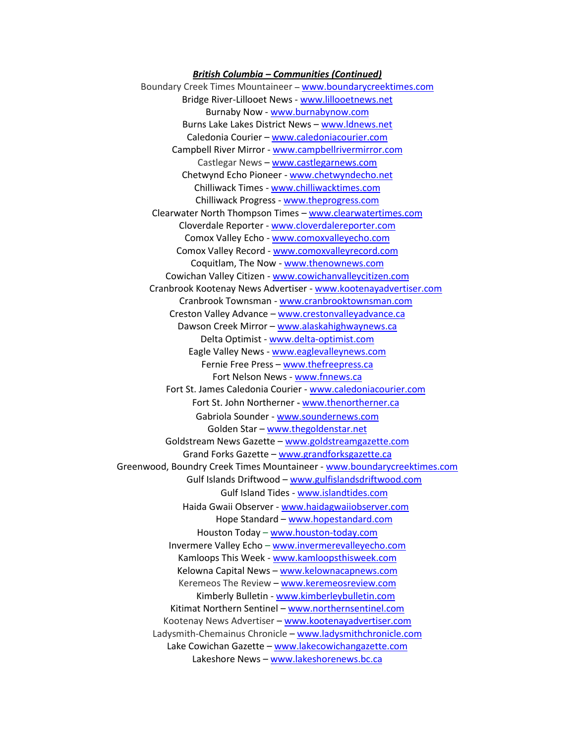***British Columbia – Communities (Continued)***

Boundary Creek Times Mountaineer – www.boundarycreektimes.com

Bridge River-Lillooet News - www.lillooetnews.net

Burnaby Now - www.burnabynow.com

Burns Lake Lakes District News – www.ldnews.net

Caledonia Courier – www.caledoniacourier.com

Campbell River Mirror - www.campbellrivermirror.com

Castlegar News – www.castlegarnews.com

Chetwynd Echo Pioneer - www.chetwyndecho.net

Chilliwack Times - www.chilliwacktimes.com

Chilliwack Progress - www.theprogress.com

Clearwater North Thompson Times – www.clearwatertimes.com

Cloverdale Reporter - www.cloverdalereporter.com

Comox Valley Echo - www.comoxvalleyecho.com

Comox Valley Record - www.comoxvalleyrecord.com

Coquitlam, The Now - www.thenownews.com

Cowichan Valley Citizen - www.cowichanvalleycitizen.com

Cranbrook Kootenay News Advertiser - www.kootenayadvertiser.com

Cranbrook Townsman - www.cranbrooktownsman.com

Creston Valley Advance – www.crestonvalleyadvance.ca

Dawson Creek Mirror – www.alaskahighwaynews.ca

Delta Optimist - www.delta-optimist.com

Eagle Valley News - www.eaglevalleynews.com

Fernie Free Press – www.thefreepress.ca

Fort Nelson News - www.fnnews.ca

Fort St. James Caledonia Courier - www.caledoniacourier.com

Fort St. John Northerner - www.thenortherner.ca

Gabriola Sounder - www.soundernews.com

Golden Star – www.thegoldenstar.net

Goldstream News Gazette – www.goldstreamgazette.com

Grand Forks Gazette – www.grandforksgazette.ca

Greenwood, Boundry Creek Times Mountaineer - www.boundarycreektimes.com

Gulf Islands Driftwood – www.gulfislandsdriftwood.com

Gulf Island Tides - www.islandtides.com

Haida Gwaii Observer - www.haidagwaiiobserver.com

Hope Standard – www.hopestandard.com

Houston Today – www.houston-today.com

Invermere Valley Echo – www.invermerevalleyecho.com

Kamloops This Week - www.kamloopsthisweek.com

Kelowna Capital News – www.kelownacapnews.com

Keremeos The Review – www.keremeosreview.com

Kimberly Bulletin - www.kimberleybulletin.com

Kitimat Northern Sentinel – www.northernsentinel.com

Kootenay News Advertiser – www.kootenayadvertiser.com

Ladysmith-Chemainus Chronicle – www.ladysmithchronicle.com

Lake Cowichan Gazette – www.lakecowichangazette.com

Lakeshore News – www.lakeshorenews.bc.ca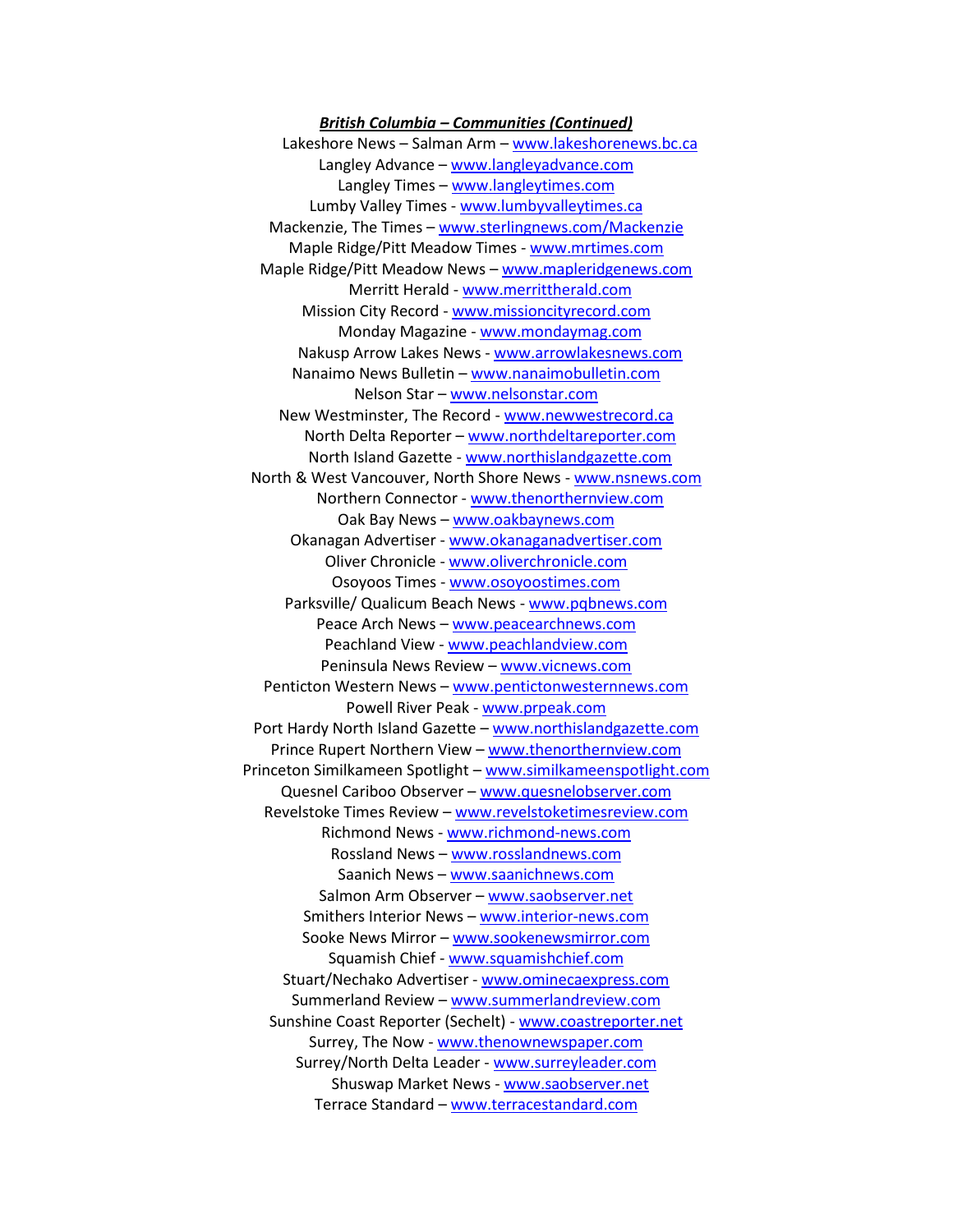***British Columbia – Communities (Continued)***

Lakeshore News – Salman Arm – www.lakeshorenews.bc.ca
Langley Advance – www.langleyadvance.com
Langley Times – www.langleytimes.com
Lumby Valley Times - www.lumbyvalleytimes.ca
Mackenzie, The Times – www.sterlingnews.com/Mackenzie
Maple Ridge/Pitt Meadow Times - www.mrtimes.com
Maple Ridge/Pitt Meadow News – www.mapleridgenews.com
Merritt Herald - www.merrittherald.com
Mission City Record - www.missioncityrecord.com
Monday Magazine - www.mondaymag.com
Nakusp Arrow Lakes News - www.arrowlakesnews.com
Nanaimo News Bulletin – www.nanaimobulletin.com
Nelson Star – www.nelsonstar.com
New Westminster, The Record - www.newwestrecord.ca
North Delta Reporter – www.northdeltareporter.com
North Island Gazette - www.northislandgazette.com
North & West Vancouver, North Shore News - www.nsnews.com
Northern Connector - www.thenorthernview.com
Oak Bay News – www.oakbaynews.com
Okanagan Advertiser - www.okanaganadvertiser.com
Oliver Chronicle - www.oliverchronicle.com
Osoyoos Times - www.osoyoostimes.com
Parksville/ Qualicum Beach News - www.pqbnews.com
Peace Arch News – www.peacearchnews.com
Peachland View - www.peachlandview.com
Peninsula News Review – www.vicnews.com
Penticton Western News – www.pentictonwesternnews.com
Powell River Peak - www.prpeak.com
Port Hardy North Island Gazette – www.northislandgazette.com
Prince Rupert Northern View – www.thenorthernview.com
Princeton Similkameen Spotlight – www.similkameenspotlight.com
Quesnel Cariboo Observer – www.quesnelobserver.com
Revelstoke Times Review – www.revelstoketimesreview.com
Richmond News - www.richmond-news.com
Rossland News – www.rosslandnews.com
Saanich News – www.saanichnews.com
Salmon Arm Observer – www.saobserver.net
Smithers Interior News – www.interior-news.com
Sooke News Mirror – www.sookenewsmirror.com
Squamish Chief - www.squamishchief.com
Stuart/Nechako Advertiser - www.ominecaexpress.com
Summerland Review – www.summerlandreview.com
Sunshine Coast Reporter (Sechelt) - www.coastreporter.net
Surrey, The Now - www.thenownewspaper.com
Surrey/North Delta Leader - www.surreyleader.com
Shuswap Market News - www.saobserver.net
Terrace Standard – www.terracestandard.com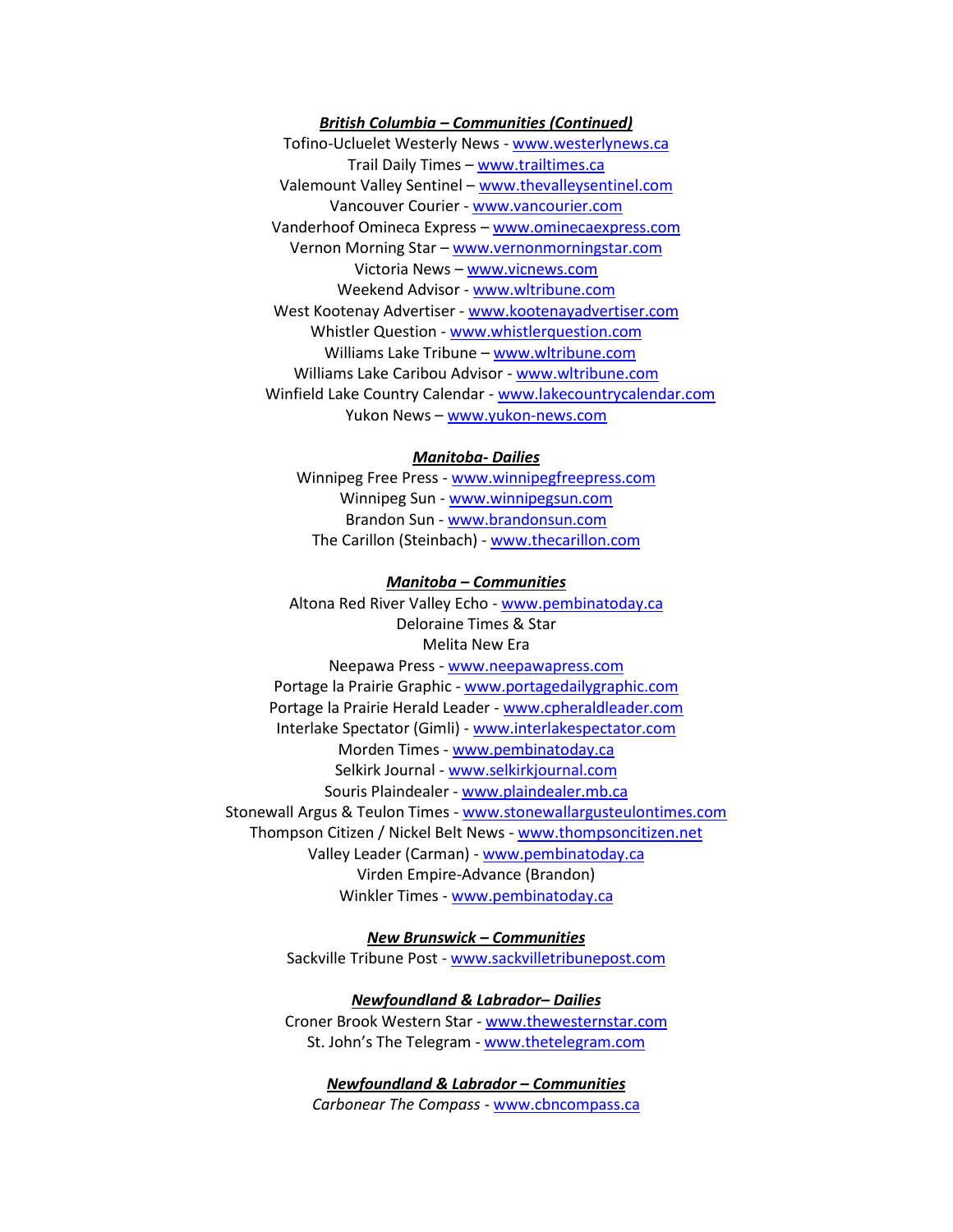***British Columbia – Communities (Continued)***

Tofino-Ucluelet Westerly News - www.westerlynews.ca
Trail Daily Times – www.trailtimes.ca
Valemount Valley Sentinel – www.thevalleysentinel.com
Vancouver Courier - www.vancourier.com
Vanderhoof Omineca Express – www.ominecaexpress.com
Vernon Morning Star – www.vernonmorningstar.com
Victoria News – www.vicnews.com
Weekend Advisor - www.wltribune.com
West Kootenay Advertiser - www.kootenayadvertiser.com
Whistler Question - www.whistlerquestion.com
Williams Lake Tribune – www.wltribune.com
Williams Lake Caribou Advisor - www.wltribune.com
Winfield Lake Country Calendar - www.lakecountrycalendar.com
Yukon News – www.yukon-news.com

***Manitoba- Dailies***

Winnipeg Free Press - www.winnipegfreepress.com
Winnipeg Sun - www.winnipegsun.com
Brandon Sun - www.brandonsun.com
The Carillon (Steinbach) - www.thecarillon.com

***Manitoba – Communities***

Altona Red River Valley Echo - www.pembinatoday.ca
Deloraine Times & Star
Melita New Era
Neepawa Press - www.neepawapress.com
Portage la Prairie Graphic - www.portagedailygraphic.com
Portage la Prairie Herald Leader - www.cpheraldleader.com
Interlake Spectator (Gimli) - www.interlakespectator.com
Morden Times - www.pembinatoday.ca
Selkirk Journal - www.selkirkjournal.com
Souris Plaindealer - www.plaindealer.mb.ca
Stonewall Argus & Teulon Times - www.stonewallargusteulontimes.com
Thompson Citizen / Nickel Belt News - www.thompsoncitizen.net
Valley Leader (Carman) - www.pembinatoday.ca
Virden Empire-Advance (Brandon)
Winkler Times - www.pembinatoday.ca

***New Brunswick – Communities***

Sackville Tribune Post - www.sackvilletribunepost.com

***Newfoundland & Labrador– Dailies***

Croner Brook Western Star - www.thewesternstar.com
St. John's The Telegram - www.thetelegram.com

***Newfoundland & Labrador – Communities***

*Carbonear The Compass* - www.cbncompass.ca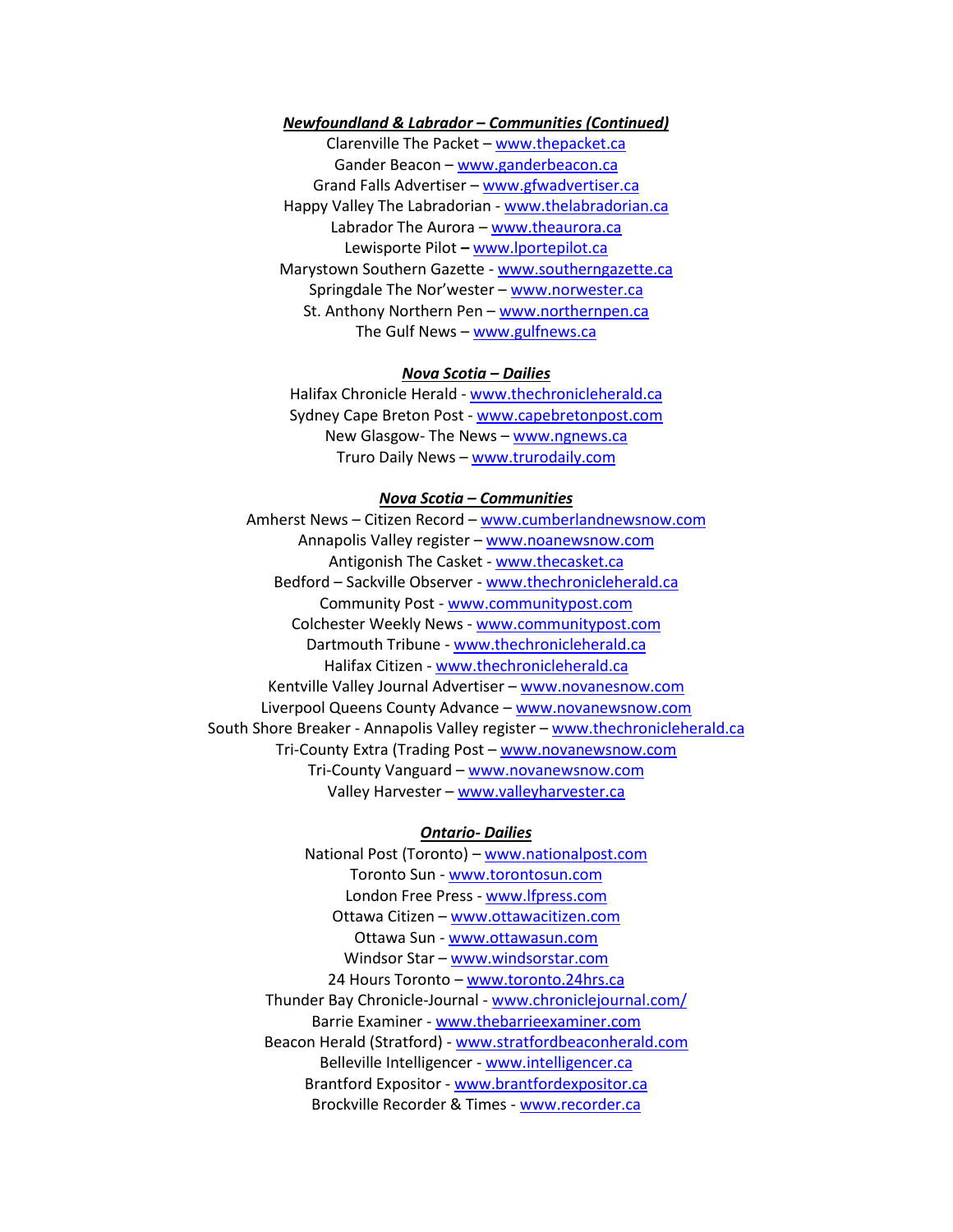***Newfoundland & Labrador – Communities (Continued)***

Clarenville The Packet – www.thepacket.ca
Gander Beacon – www.ganderbeacon.ca
Grand Falls Advertiser – www.gfwadvertiser.ca
Happy Valley The Labradorian - www.thelabradorian.ca
Labrador The Aurora – www.theaurora.ca
Lewisporte Pilot **–** www.lportepilot.ca
Marystown Southern Gazette - www.southerngazette.ca
Springdale The Nor'wester – www.norwester.ca
St. Anthony Northern Pen – www.northernpen.ca
The Gulf News – www.gulfnews.ca

***Nova Scotia – Dailies***

Halifax Chronicle Herald - www.thechronicleherald.ca
Sydney Cape Breton Post - www.capebretonpost.com
New Glasgow- The News – www.ngnews.ca
Truro Daily News – www.trurodaily.com

***Nova Scotia – Communities***

Amherst News – Citizen Record – www.cumberlandnewsnow.com
Annapolis Valley register – www.noanewsnow.com
Antigonish The Casket - www.thecasket.ca
Bedford – Sackville Observer - www.thechronicleherald.ca
Community Post - www.communitypost.com
Colchester Weekly News - www.communitypost.com
Dartmouth Tribune - www.thechronicleherald.ca
Halifax Citizen - www.thechronicleherald.ca
Kentville Valley Journal Advertiser – www.novanesnow.com
Liverpool Queens County Advance – www.novanewsnow.com
South Shore Breaker - Annapolis Valley register – www.thechronicleherald.ca
Tri-County Extra (Trading Post – www.novanewsnow.com
Tri-County Vanguard – www.novanewsnow.com
Valley Harvester – www.valleyharvester.ca

***Ontario- Dailies***

National Post (Toronto) – www.nationalpost.com
Toronto Sun - www.torontosun.com
London Free Press - www.lfpress.com
Ottawa Citizen – www.ottawacitizen.com
Ottawa Sun - www.ottawasun.com
Windsor Star – www.windsorstar.com
24 Hours Toronto – www.toronto.24hrs.ca
Thunder Bay Chronicle-Journal - www.chroniclejournal.com/
Barrie Examiner - www.thebarrieexaminer.com
Beacon Herald (Stratford) - www.stratfordbeaconherald.com
Belleville Intelligencer - www.intelligencer.ca
Brantford Expositor - www.brantfordexpositor.ca
Brockville Recorder & Times - www.recorder.ca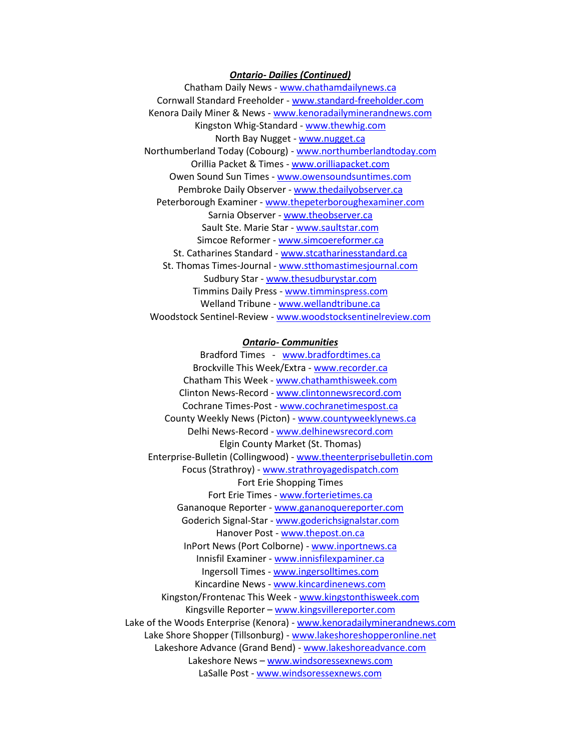***Ontario- Dailies (Continued)***

Chatham Daily News - www.chathamdailynews.ca
Cornwall Standard Freeholder - www.standard-freeholder.com
Kenora Daily Miner & News - www.kenoradailyminerandnews.com
Kingston Whig-Standard - www.thewhig.com
North Bay Nugget - www.nugget.ca
Northumberland Today (Cobourg) - www.northumberlandtoday.com
Orillia Packet & Times - www.orilliapacket.com
Owen Sound Sun Times - www.owensoundsuntimes.com
Pembroke Daily Observer - www.thedailyobserver.ca
Peterborough Examiner - www.thepeterboroughexaminer.com
Sarnia Observer - www.theobserver.ca
Sault Ste. Marie Star - www.saultstar.com
Simcoe Reformer - www.simcoereformer.ca
St. Catharines Standard - www.stcatharinesstandard.ca
St. Thomas Times-Journal - www.stthomastimesjournal.com
Sudbury Star - www.thesudburystar.com
Timmins Daily Press - www.timminspress.com
Welland Tribune - www.wellandtribune.ca
Woodstock Sentinel-Review - www.woodstocksentinelreview.com

***Ontario- Communities***

Bradford Times - www.bradfordtimes.ca
Brockville This Week/Extra - www.recorder.ca
Chatham This Week - www.chathamthisweek.com
Clinton News-Record - www.clintonnewsrecord.com
Cochrane Times-Post - www.cochranetimespost.ca
County Weekly News (Picton) - www.countyweeklynews.ca
Delhi News-Record - www.delhinewsrecord.com
Elgin County Market (St. Thomas)
Enterprise-Bulletin (Collingwood) - www.theenterprisebulletin.com
Focus (Strathroy) - www.strathroyagedispatch.com
Fort Erie Shopping Times
Fort Erie Times - www.forterietimes.ca
Gananoque Reporter - www.gananoquereporter.com
Goderich Signal-Star - www.goderichsignalstar.com
Hanover Post - www.thepost.on.ca
InPort News (Port Colborne) - www.inportnews.ca
Innisfil Examiner - www.innisfilexpaminer.ca
Ingersoll Times - www.ingersolltimes.com
Kincardine News - www.kincardinenews.com
Kingston/Frontenac This Week - www.kingstonthisweek.com
Kingsville Reporter – www.kingsvillereporter.com
Lake of the Woods Enterprise (Kenora) - www.kenoradailyminerandnews.com
Lake Shore Shopper (Tillsonburg) - www.lakeshoreshopperonline.net
Lakeshore Advance (Grand Bend) - www.lakeshoreadvance.com
Lakeshore News – www.windsoressexnews.com
LaSalle Post - www.windsoressexnews.com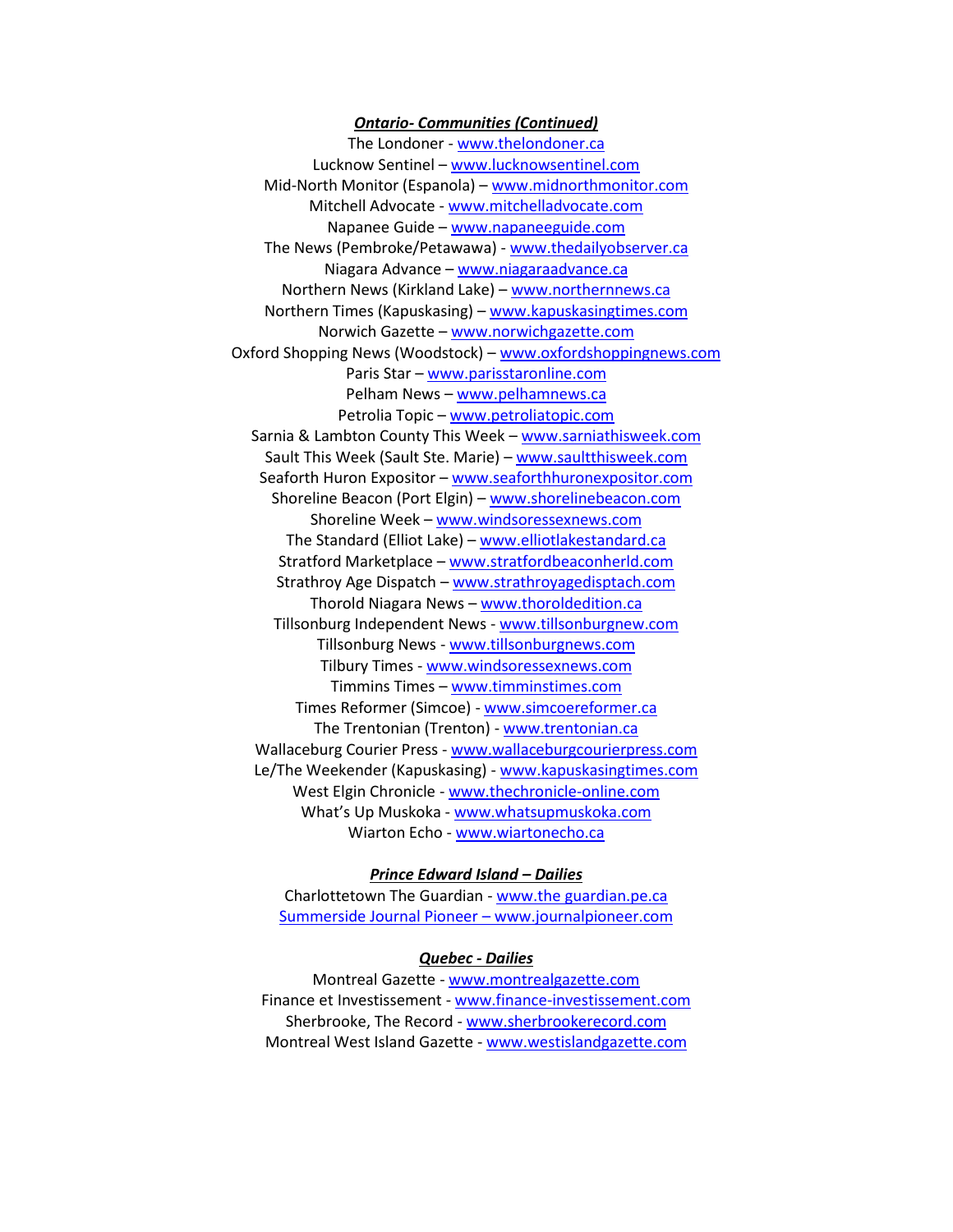***Ontario- Communities (Continued)***

The Londoner - www.thelondoner.ca
Lucknow Sentinel – www.lucknowsentinel.com
Mid-North Monitor (Espanola) – www.midnorthmonitor.com
Mitchell Advocate - www.mitchelladvocate.com
Napanee Guide – www.napaneeguide.com
The News (Pembroke/Petawawa) - www.thedailyobserver.ca
Niagara Advance – www.niagaraadvance.ca
Northern News (Kirkland Lake) – www.northernnews.ca
Northern Times (Kapuskasing) – www.kapuskasingtimes.com
Norwich Gazette – www.norwichgazette.com
Oxford Shopping News (Woodstock) – www.oxfordshoppingnews.com
Paris Star – www.parisstaronline.com
Pelham News – www.pelhamnews.ca
Petrolia Topic – www.petroliatopic.com
Sarnia & Lambton County This Week – www.sarniathisweek.com
Sault This Week (Sault Ste. Marie) – www.saultthisweek.com
Seaforth Huron Expositor – www.seaforthhuronexpositor.com
Shoreline Beacon (Port Elgin) – www.shorelinebeacon.com
Shoreline Week – www.windsoressexnews.com
The Standard (Elliot Lake) – www.elliotlakestandard.ca
Stratford Marketplace – www.stratfordbeaconherld.com
Strathroy Age Dispatch – www.strathroyagedisptach.com
Thorold Niagara News – www.thoroldedition.ca
Tillsonburg Independent News - www.tillsonburgnew.com
Tillsonburg News - www.tillsonburgnews.com
Tilbury Times - www.windsoressexnews.com
Timmins Times – www.timminstimes.com
Times Reformer (Simcoe) - www.simcoereformer.ca
The Trentonian (Trenton) - www.trentonian.ca
Wallaceburg Courier Press - www.wallaceburgcourierpress.com
Le/The Weekender (Kapuskasing) - www.kapuskasingtimes.com
West Elgin Chronicle - www.thechronicle-online.com
What's Up Muskoka - www.whatsupmuskoka.com
Wiarton Echo - www.wiartonecho.ca

***Prince Edward Island – Dailies***

Charlottetown The Guardian - www.the guardian.pe.ca
Summerside Journal Pioneer – www.journalpioneer.com

***Quebec - Dailies***

Montreal Gazette - www.montrealgazette.com
Finance et Investissement - www.finance-investissement.com
Sherbrooke, The Record - www.sherbrookerecord.com
Montreal West Island Gazette - www.westislandgazette.com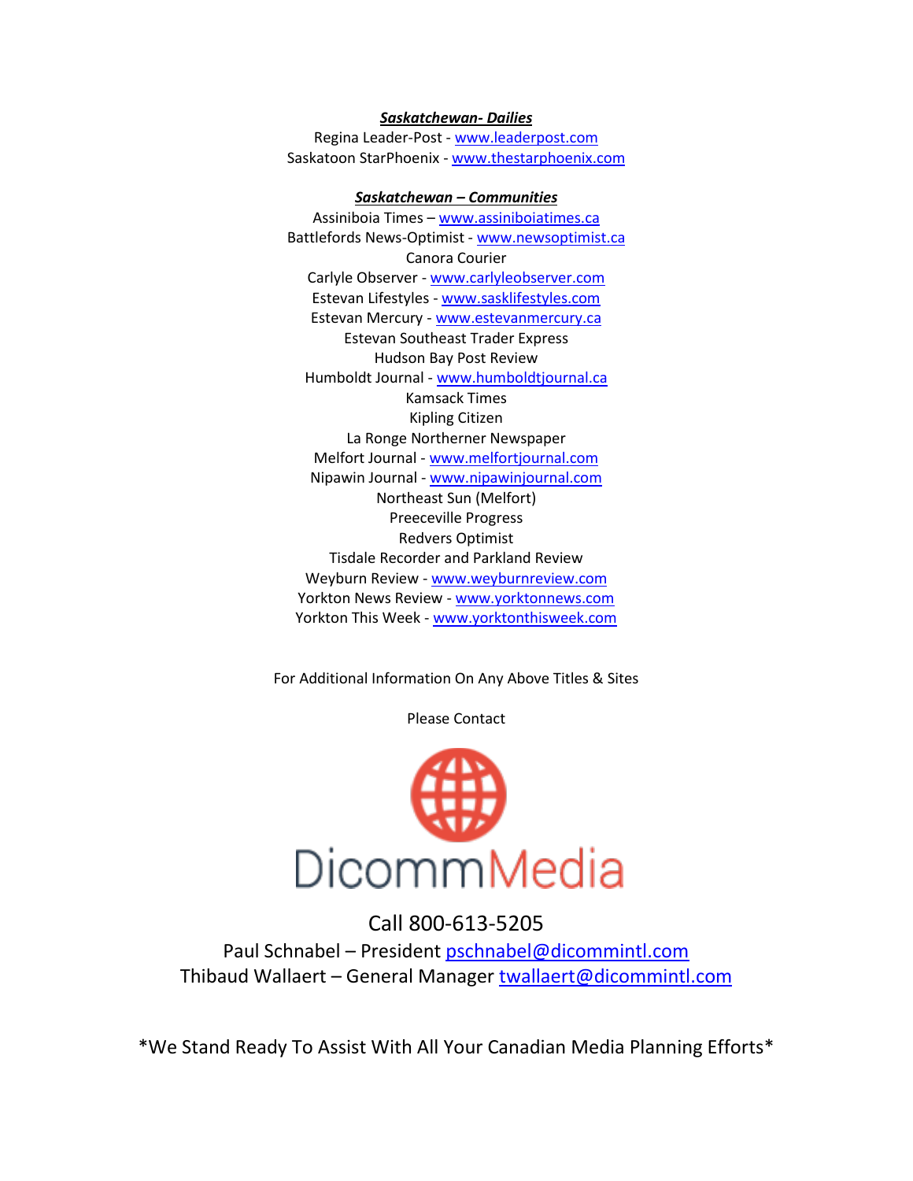***Saskatchewan- Dailies***

Regina Leader-Post - www.leaderpost.com
Saskatoon StarPhoenix - www.thestarphoenix.com

***Saskatchewan – Communities***

Assiniboia Times – www.assiniboiatimes.ca
Battlefords News-Optimist - www.newsoptimist.ca
Canora Courier
Carlyle Observer - www.carlyleobserver.com
Estevan Lifestyles - www.sasklifestyles.com
Estevan Mercury - www.estevanmercury.ca
Estevan Southeast Trader Express
Hudson Bay Post Review
Humboldt Journal - www.humboldtjournal.ca
Kamsack Times
Kipling Citizen
La Ronge Northerner Newspaper
Melfort Journal - www.melfortjournal.com
Nipawin Journal - www.nipawinjournal.com
Northeast Sun (Melfort)
Preeceville Progress
Redvers Optimist
Tisdale Recorder and Parkland Review
Weyburn Review - www.weyburnreview.com
Yorkton News Review - www.yorktonnews.com
Yorkton This Week - www.yorktonthisweek.com

For Additional Information On Any Above Titles & Sites

Please Contact

DicommMedia

Call 800-613-5205
Paul Schnabel – President pschnabel@dicommintl.com
Thibaud Wallaert – General Manager twallaert@dicommintl.com

*We Stand Ready To Assist With All Your Canadian Media Planning Efforts*